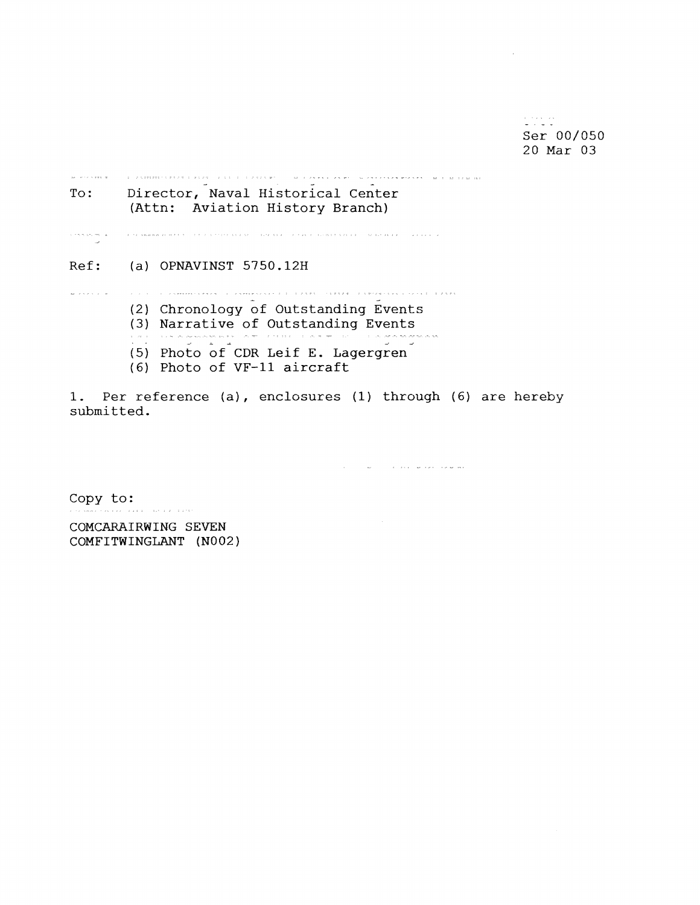Ser 00/050
20 Mar 03

To: Director, Naval Historical Center
(Attn: Aviation History Branch)

Ref: (a) OPNAVINST 5750.12H

(2) Chronology of Outstanding Events
(3) Narrative of Outstanding Events
(5) Photo of CDR Leif E. Lagergren
(6) Photo of VF-11 aircraft

1. Per reference (a), enclosures (1) through (6) are hereby submitted.

Copy to:
COMCARAIRWING SEVEN
COMFITWINGLANT (N002)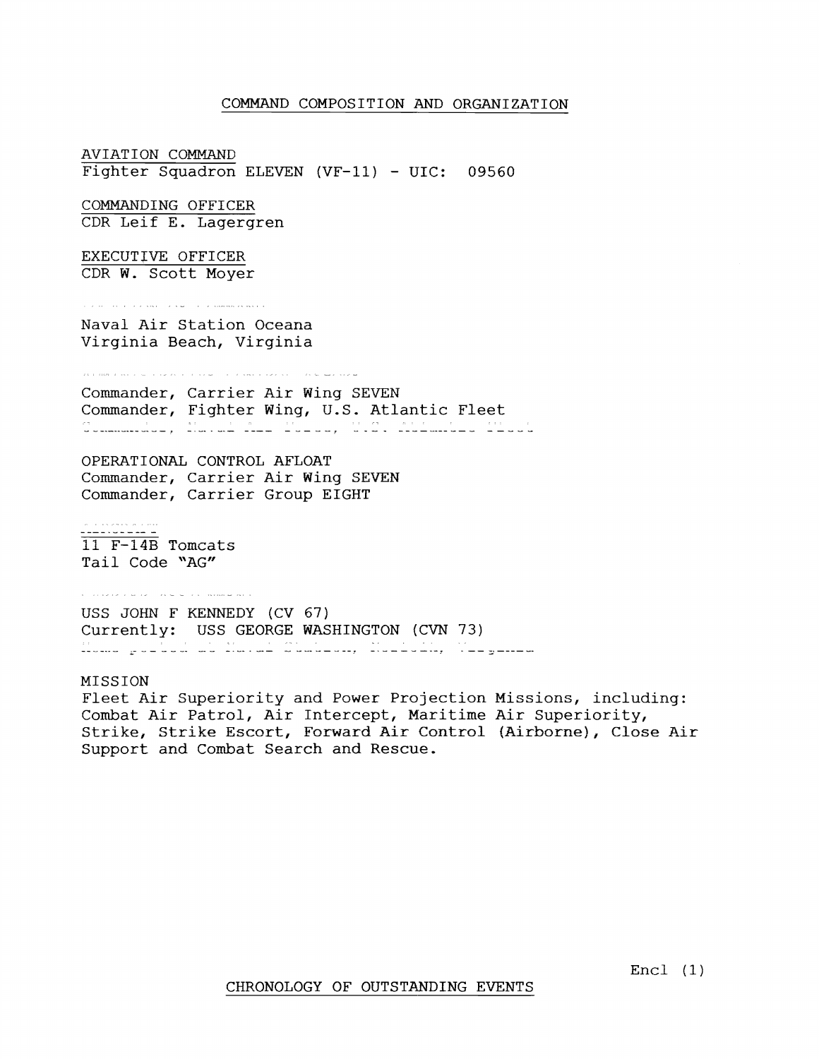## COMMAND COMPOSITION AND ORGANIZATION

AVIATION COMMAND
Fighter Squadron ELEVEN (VF-11) - UIC: 09560

COMMANDING OFFICER
CDR Leif E. Lagergren

EXECUTIVE OFFICER
CDR W. Scott Moyer

Naval Air Station Oceana
Virginia Beach, Virginia

Commander, Carrier Air Wing SEVEN
Commander, Fighter Wing, U.S. Atlantic Fleet

OPERATIONAL CONTROL AFLOAT
Commander, Carrier Air Wing SEVEN
Commander, Carrier Group EIGHT

11 F-14B Tomcats
Tail Code "AG"

USS JOHN F KENNEDY (CV 67)
Currently: USS GEORGE WASHINGTON (CVN 73)

MISSION
Fleet Air Superiority and Power Projection Missions, including: Combat Air Patrol, Air Intercept, Maritime Air Superiority, Strike, Strike Escort, Forward Air Control (Airborne), Close Air Support and Combat Search and Rescue.

Encl (1)

## CHRONOLOGY OF OUTSTANDING EVENTS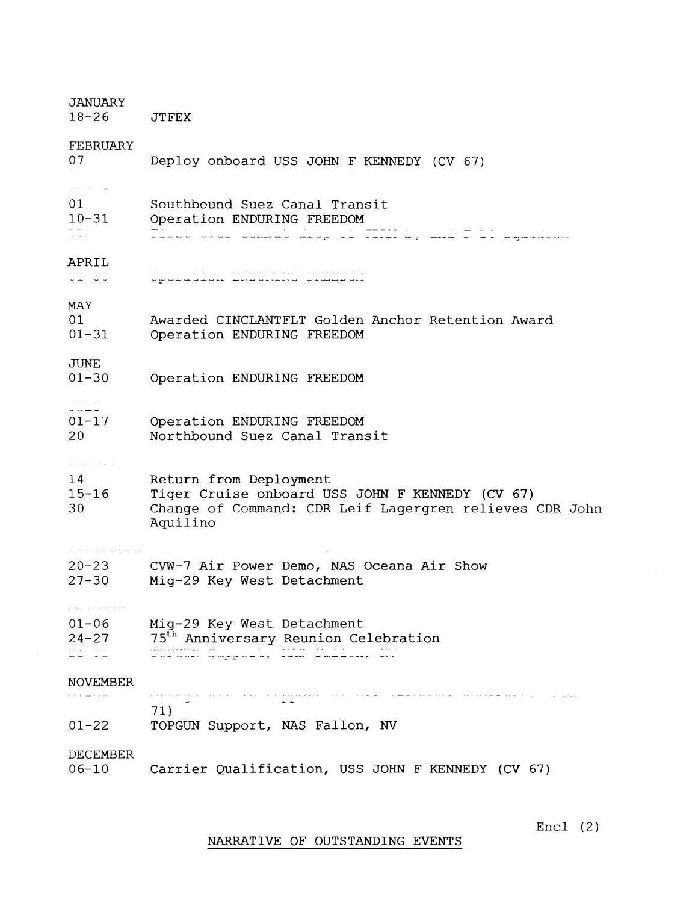JANUARY
18-26 JTFEX

FEBRUARY
07 Deploy onboard USS JOHN F KENNEDY (CV 67)

MARCH
01 Southbound Suez Canal Transit
10-31 Operation ENDURING FREEDOM
-- First ever combat drop of JDAM by the F-14 squadron

APRIL
01-30 Operation ENDURING FREEDOM

MAY
01 Awarded CINCLANTFLT Golden Anchor Retention Award
01-31 Operation ENDURING FREEDOM

JUNE
01-30 Operation ENDURING FREEDOM

JULY
01-17 Operation ENDURING FREEDOM
20 Northbound Suez Canal Transit

AUGUST
14 Return from Deployment
15-16 Tiger Cruise onboard USS JOHN F KENNEDY (CV 67)
30 Change of Command: CDR Leif Lagergren relieves CDR John Aquilino

SEPTEMBER
20-23 CVW-7 Air Power Demo, NAS Oceana Air Show
27-30 Mig-29 Key West Detachment

OCTOBER
01-06 Mig-29 Key West Detachment
24-27 75th Anniversary Reunion Celebration
-- -- TOPGUN Support, NAS Fallon, NV

NOVEMBER
-- -- ... 71)
01-22 TOPGUN Support, NAS Fallon, NV

DECEMBER
06-10 Carrier Qualification, USS JOHN F KENNEDY (CV 67)

Encl (2)

NARRATIVE OF OUTSTANDING EVENTS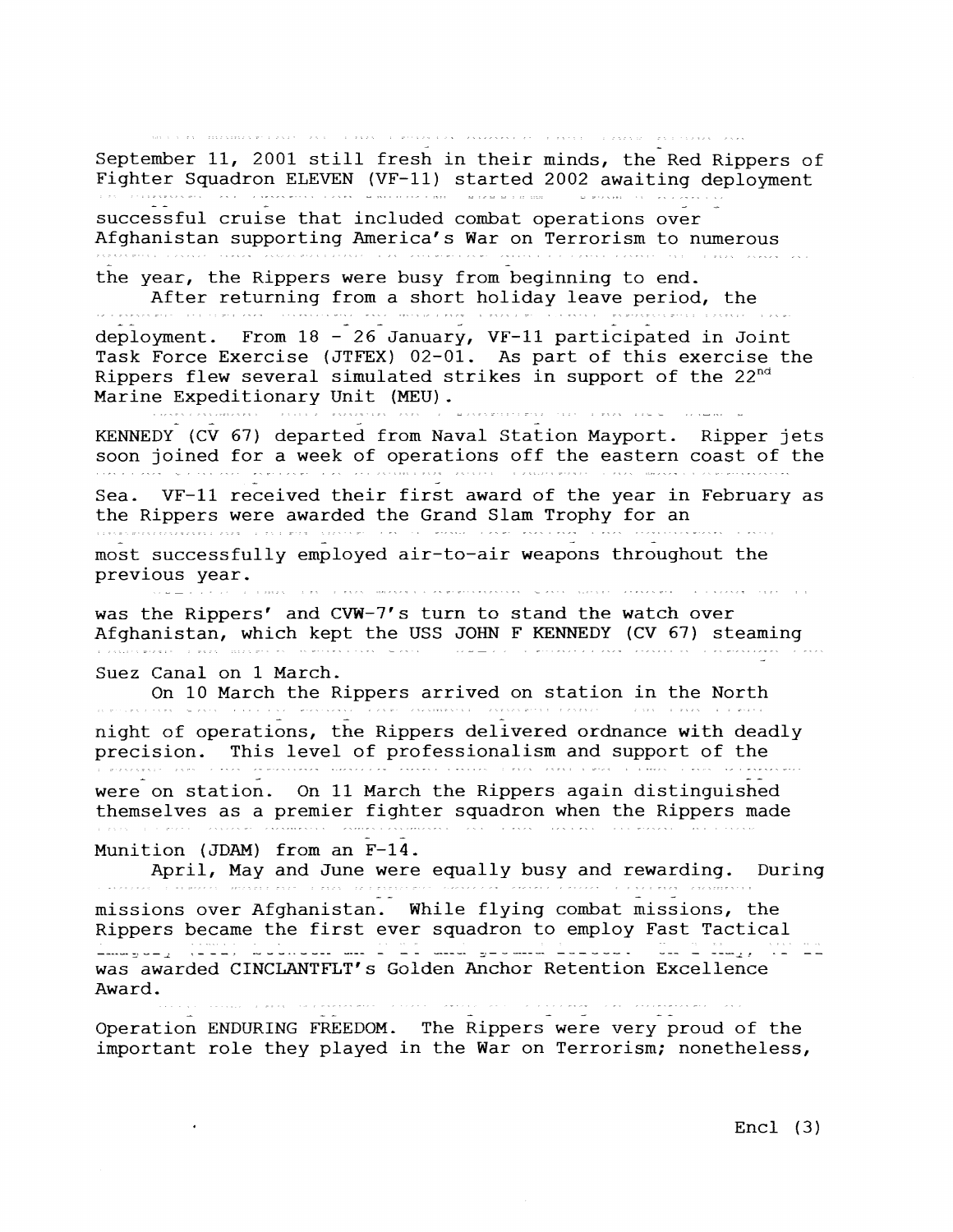September 11, 2001 still fresh in their minds, the Red Rippers of Fighter Squadron ELEVEN (VF-11) started 2002 awaiting deployment

successful cruise that included combat operations over Afghanistan supporting America's War on Terrorism to numerous

the year, the Rippers were busy from beginning to end.

After returning from a short holiday leave period, the

deployment. From 18 - 26 January, VF-11 participated in Joint Task Force Exercise (JTFEX) 02-01. As part of this exercise the Rippers flew several simulated strikes in support of the 22nd Marine Expeditionary Unit (MEU).

KENNEDY (CV 67) departed from Naval Station Mayport. Ripper jets soon joined for a week of operations off the eastern coast of the

Sea. VF-11 received their first award of the year in February as the Rippers were awarded the Grand Slam Trophy for an

most successfully employed air-to-air weapons throughout the previous year.

was the Rippers' and CVW-7's turn to stand the watch over Afghanistan, which kept the USS JOHN F KENNEDY (CV 67) steaming

Suez Canal on 1 March.

On 10 March the Rippers arrived on station in the North

night of operations, the Rippers delivered ordnance with deadly precision. This level of professionalism and support of the

were on station. On 11 March the Rippers again distinguished themselves as a premier fighter squadron when the Rippers made

Munition (JDAM) from an F-14.

April, May and June were equally busy and rewarding. During

missions over Afghanistan. While flying combat missions, the Rippers became the first ever squadron to employ Fast Tactical

was awarded CINCLANTFLT's Golden Anchor Retention Excellence Award.

Operation ENDURING FREEDOM. The Rippers were very proud of the important role they played in the War on Terrorism; nonetheless,

Encl (3)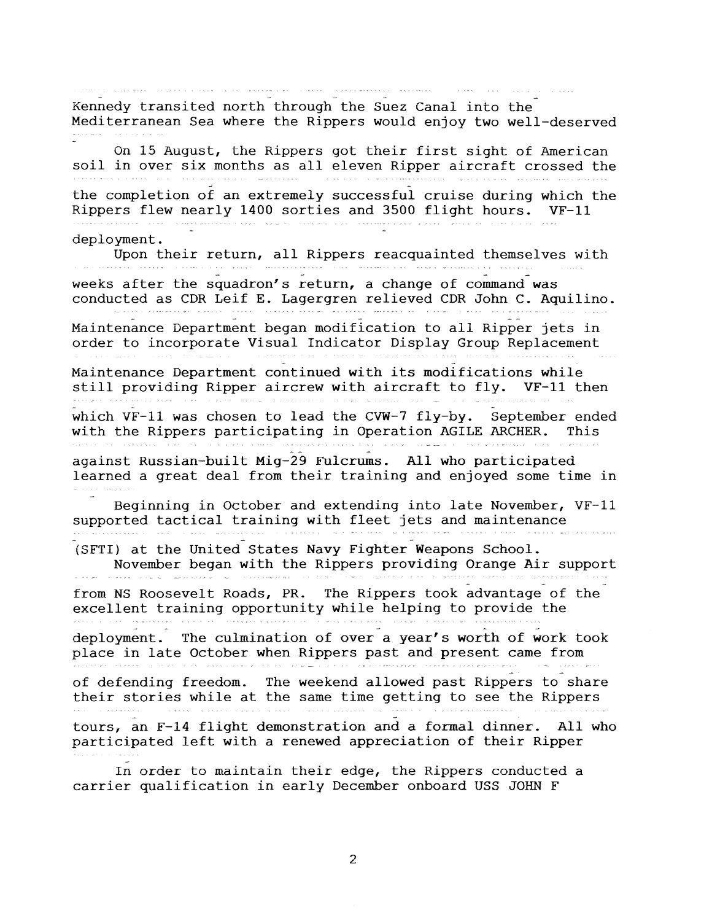Kennedy transited north through the Suez Canal into the Mediterranean Sea where the Rippers would enjoy two well-deserved

On 15 August, the Rippers got their first sight of American soil in over six months as all eleven Ripper aircraft crossed the

the completion of an extremely successful cruise during which the Rippers flew nearly 1400 sorties and 3500 flight hours. VF-11

deployment.

Upon their return, all Rippers reacquainted themselves with

weeks after the squadron's return, a change of command was conducted as CDR Leif E. Lagergren relieved CDR John C. Aquilino.

Maintenance Department began modification to all Ripper jets in order to incorporate Visual Indicator Display Group Replacement

Maintenance Department continued with its modifications while still providing Ripper aircrew with aircraft to fly. VF-11 then

which VF-11 was chosen to lead the CVW-7 fly-by. September ended with the Rippers participating in Operation AGILE ARCHER. This

against Russian-built Mig-29 Fulcrums. All who participated learned a great deal from their training and enjoyed some time in

Beginning in October and extending into late November, VF-11 supported tactical training with fleet jets and maintenance

(SFTI) at the United States Navy Fighter Weapons School.

November began with the Rippers providing Orange Air support

from NS Roosevelt Roads, PR. The Rippers took advantage of the excellent training opportunity while helping to provide the

deployment. The culmination of over a year's worth of work took place in late October when Rippers past and present came from

of defending freedom. The weekend allowed past Rippers to share their stories while at the same time getting to see the Rippers

tours, an F-14 flight demonstration and a formal dinner. All who participated left with a renewed appreciation of their Ripper

In order to maintain their edge, the Rippers conducted a carrier qualification in early December onboard USS JOHN F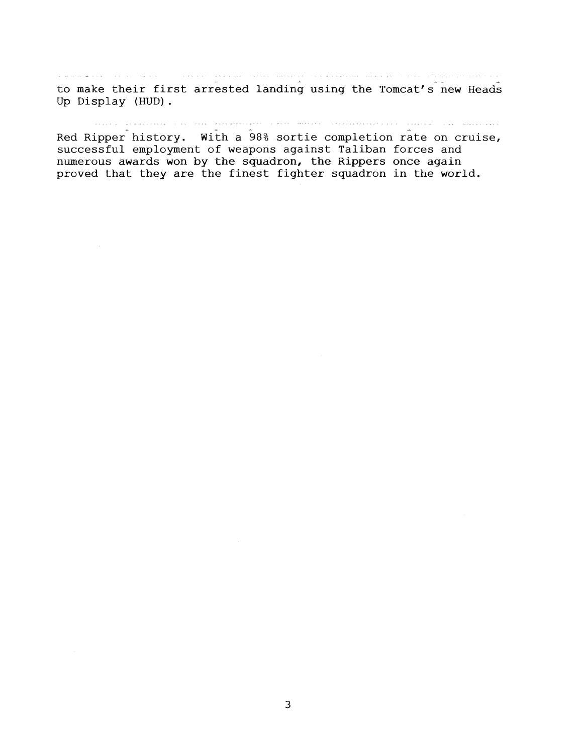to make their first arrested landing using the Tomcat's new Heads Up Display (HUD).

Red Ripper history. With a 98% sortie completion rate on cruise, successful employment of weapons against Taliban forces and numerous awards won by the squadron, the Rippers once again proved that they are the finest fighter squadron in the world.